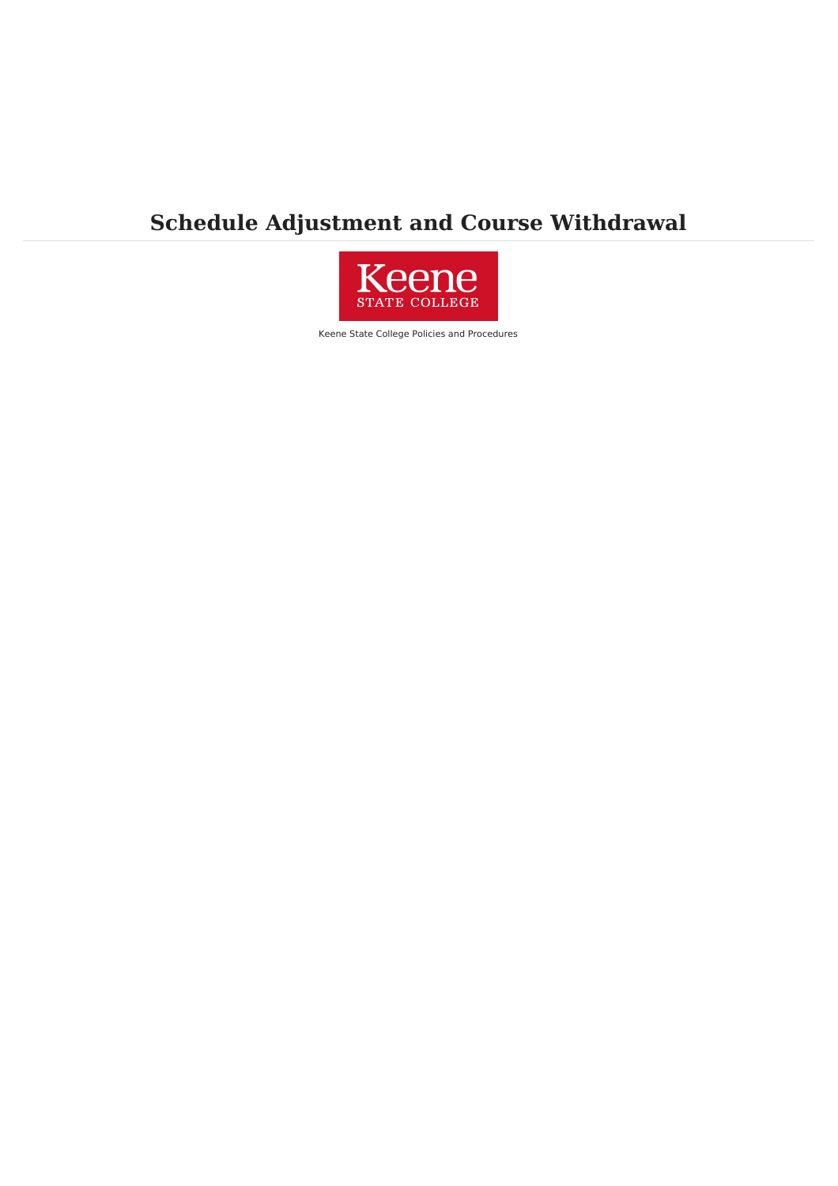# Schedule Adjustment and Course Withdrawal

Keene State College

Keene State College Policies and Procedures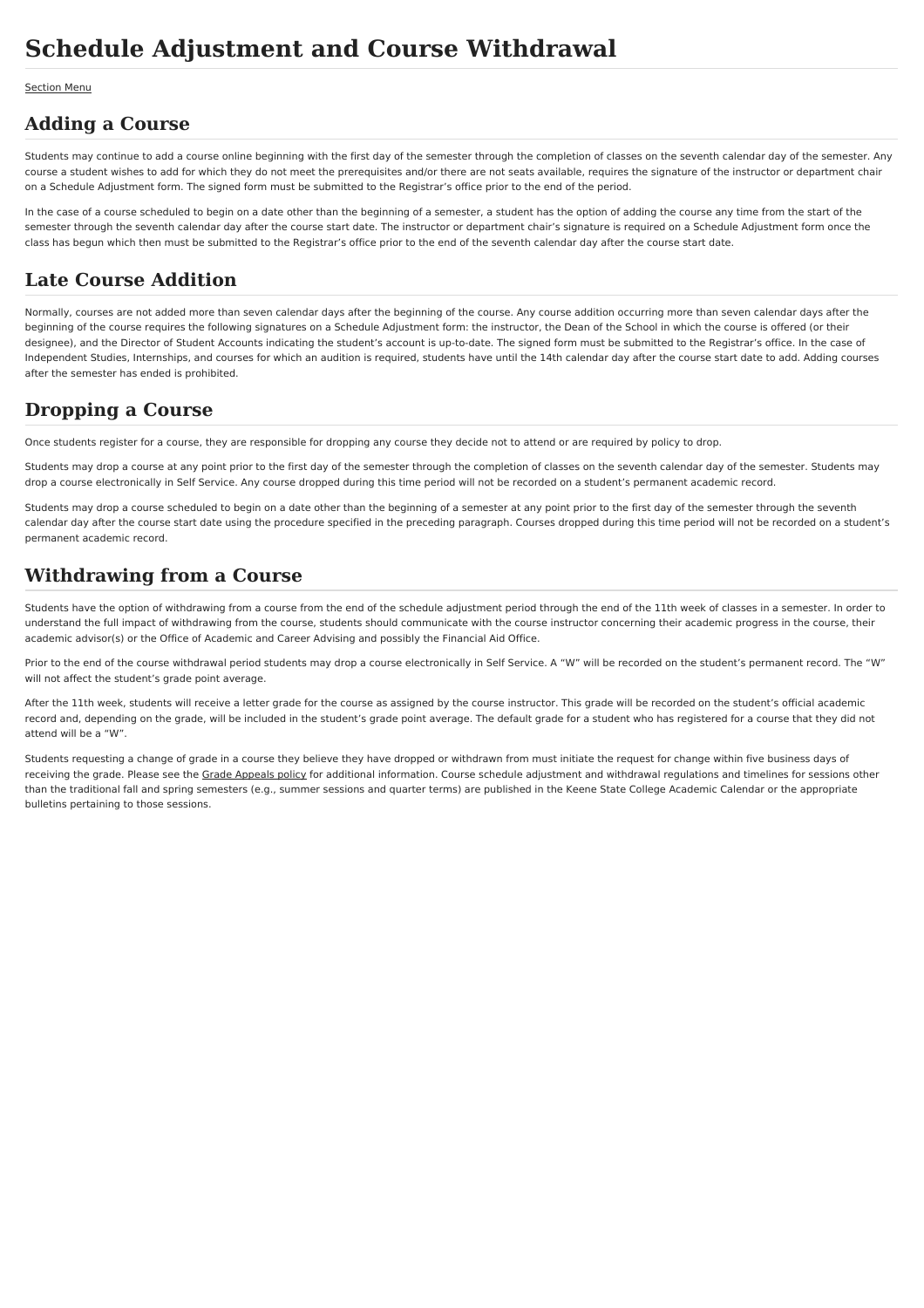# Schedule Adjustment and Course Withdrawal

Section Menu

## Adding a Course

Students may continue to add a course online beginning with the first day of the semester through the completion of classes on the seventh calendar day of the semester. Any course a student wishes to add for which they do not meet the prerequisites and/or there are not seats available, requires the signature of the instructor or department chair on a Schedule Adjustment form. The signed form must be submitted to the Registrar's office prior to the end of the period.

In the case of a course scheduled to begin on a date other than the beginning of a semester, a student has the option of adding the course any time from the start of the semester through the seventh calendar day after the course start date. The instructor or department chair's signature is required on a Schedule Adjustment form once the class has begun which then must be submitted to the Registrar's office prior to the end of the seventh calendar day after the course start date.

## Late Course Addition

Normally, courses are not added more than seven calendar days after the beginning of the course. Any course addition occurring more than seven calendar days after the beginning of the course requires the following signatures on a Schedule Adjustment form: the instructor, the Dean of the School in which the course is offered (or their designee), and the Director of Student Accounts indicating the student's account is up-to-date. The signed form must be submitted to the Registrar's office. In the case of Independent Studies, Internships, and courses for which an audition is required, students have until the 14th calendar day after the course start date to add. Adding courses after the semester has ended is prohibited.

## Dropping a Course

Once students register for a course, they are responsible for dropping any course they decide not to attend or are required by policy to drop.

Students may drop a course at any point prior to the first day of the semester through the completion of classes on the seventh calendar day of the semester. Students may drop a course electronically in Self Service. Any course dropped during this time period will not be recorded on a student's permanent academic record.

Students may drop a course scheduled to begin on a date other than the beginning of a semester at any point prior to the first day of the semester through the seventh calendar day after the course start date using the procedure specified in the preceding paragraph. Courses dropped during this time period will not be recorded on a student's permanent academic record.

## Withdrawing from a Course

Students have the option of withdrawing from a course from the end of the schedule adjustment period through the end of the 11th week of classes in a semester. In order to understand the full impact of withdrawing from the course, students should communicate with the course instructor concerning their academic progress in the course, their academic advisor(s) or the Office of Academic and Career Advising and possibly the Financial Aid Office.

Prior to the end of the course withdrawal period students may drop a course electronically in Self Service. A "W" will be recorded on the student's permanent record. The "W" will not affect the student's grade point average.

After the 11th week, students will receive a letter grade for the course as assigned by the course instructor. This grade will be recorded on the student's official academic record and, depending on the grade, will be included in the student's grade point average. The default grade for a student who has registered for a course that they did not attend will be a "W".

Students requesting a change of grade in a course they believe they have dropped or withdrawn from must initiate the request for change within five business days of receiving the grade. Please see the Grade Appeals policy for additional information. Course schedule adjustment and withdrawal regulations and timelines for sessions other than the traditional fall and spring semesters (e.g., summer sessions and quarter terms) are published in the Keene State College Academic Calendar or the appropriate bulletins pertaining to those sessions.